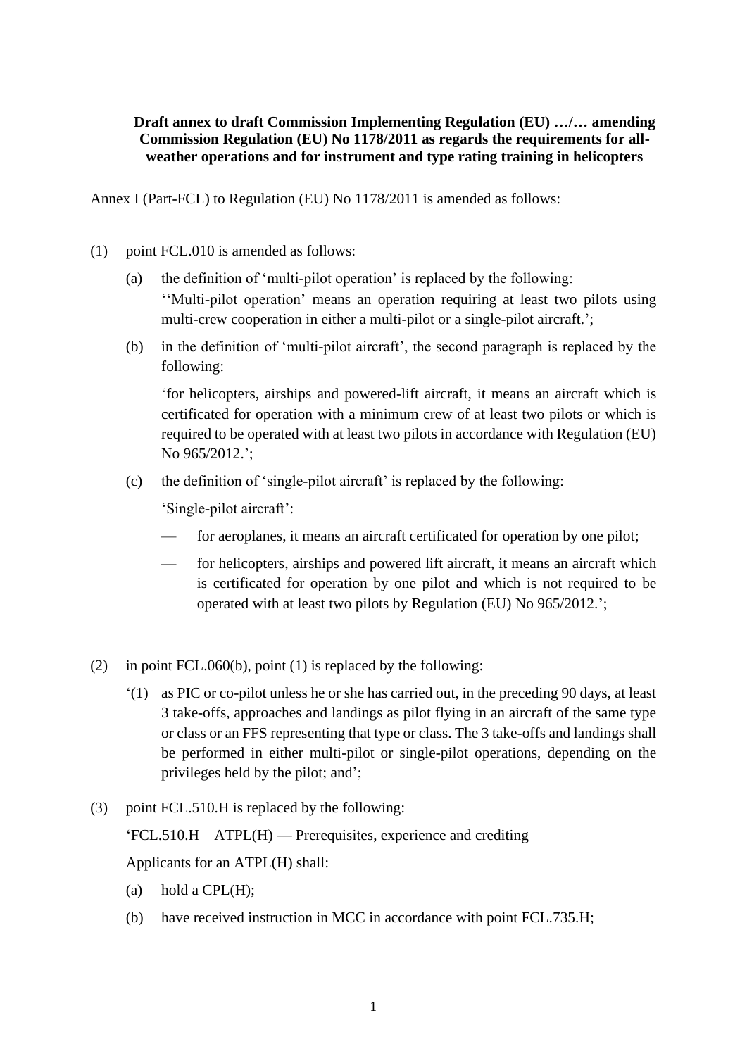**Draft annex to draft Commission Implementing Regulation (EU) …/… amending Commission Regulation (EU) No 1178/2011 as regards the requirements for all-weather operations and for instrument and type rating training in helicopters**

Annex I (Part-FCL) to Regulation (EU) No 1178/2011 is amended as follows:

(1) point FCL.010 is amended as follows:

(a) the definition of 'multi-pilot operation' is replaced by the following:
''Multi-pilot operation' means an operation requiring at least two pilots using multi-crew cooperation in either a multi-pilot or a single-pilot aircraft.';

(b) in the definition of 'multi-pilot aircraft', the second paragraph is replaced by the following:

'for helicopters, airships and powered-lift aircraft, it means an aircraft which is certificated for operation with a minimum crew of at least two pilots or which is required to be operated with at least two pilots in accordance with Regulation (EU) No 965/2012.';

(c) the definition of 'single-pilot aircraft' is replaced by the following:

'Single-pilot aircraft':

— for aeroplanes, it means an aircraft certificated for operation by one pilot;

— for helicopters, airships and powered lift aircraft, it means an aircraft which is certificated for operation by one pilot and which is not required to be operated with at least two pilots by Regulation (EU) No 965/2012.';

(2) in point FCL.060(b), point (1) is replaced by the following:

'(1) as PIC or co-pilot unless he or she has carried out, in the preceding 90 days, at least 3 take-offs, approaches and landings as pilot flying in an aircraft of the same type or class or an FFS representing that type or class. The 3 take-offs and landings shall be performed in either multi-pilot or single-pilot operations, depending on the privileges held by the pilot; and';

(3) point FCL.510.H is replaced by the following:

'FCL.510.H ATPL(H) — Prerequisites, experience and crediting

Applicants for an ATPL(H) shall:

(a) hold a CPL(H);

(b) have received instruction in MCC in accordance with point FCL.735.H;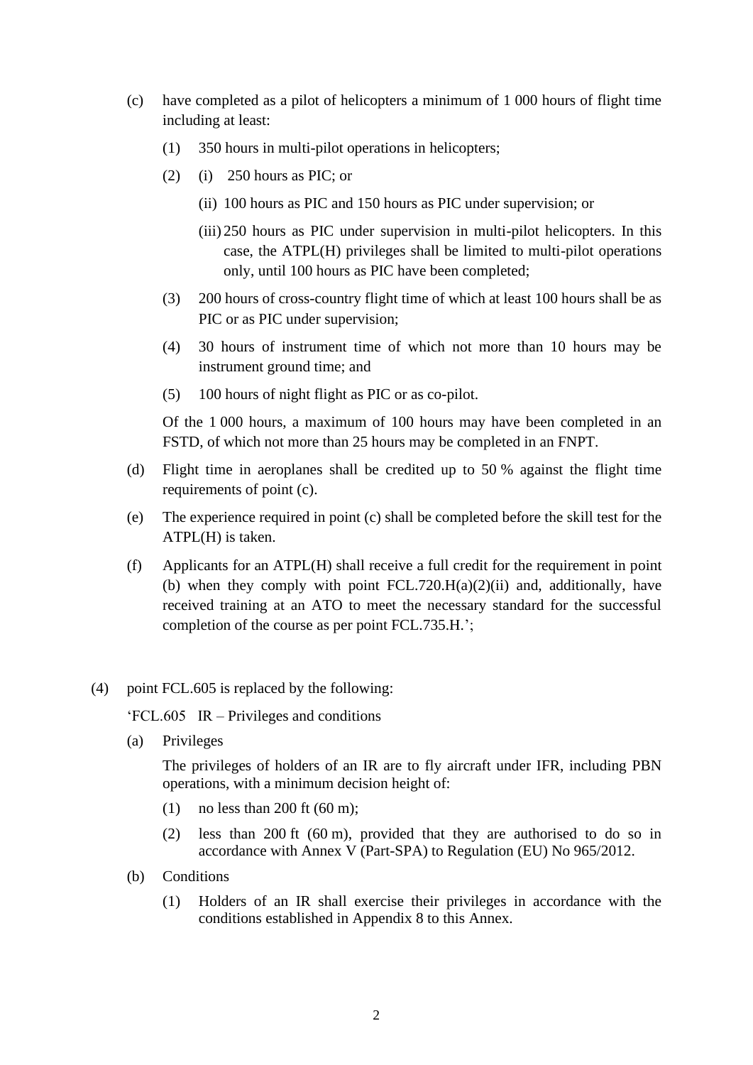(c) have completed as a pilot of helicopters a minimum of 1 000 hours of flight time including at least:

  (1) 350 hours in multi-pilot operations in helicopters;

  (2) (i) 250 hours as PIC; or

    (ii) 100 hours as PIC and 150 hours as PIC under supervision; or

    (iii) 250 hours as PIC under supervision in multi-pilot helicopters. In this case, the ATPL(H) privileges shall be limited to multi-pilot operations only, until 100 hours as PIC have been completed;

  (3) 200 hours of cross-country flight time of which at least 100 hours shall be as PIC or as PIC under supervision;

  (4) 30 hours of instrument time of which not more than 10 hours may be instrument ground time; and

  (5) 100 hours of night flight as PIC or as co-pilot.

  Of the 1 000 hours, a maximum of 100 hours may have been completed in an FSTD, of which not more than 25 hours may be completed in an FNPT.

(d) Flight time in aeroplanes shall be credited up to 50 % against the flight time requirements of point (c).

(e) The experience required in point (c) shall be completed before the skill test for the ATPL(H) is taken.

(f) Applicants for an ATPL(H) shall receive a full credit for the requirement in point (b) when they comply with point FCL.720.H(a)(2)(ii) and, additionally, have received training at an ATO to meet the necessary standard for the successful completion of the course as per point FCL.735.H.';

(4) point FCL.605 is replaced by the following:

'FCL.605 IR – Privileges and conditions

(a) Privileges

  The privileges of holders of an IR are to fly aircraft under IFR, including PBN operations, with a minimum decision height of:

  (1) no less than 200 ft (60 m);

  (2) less than 200 ft (60 m), provided that they are authorised to do so in accordance with Annex V (Part-SPA) to Regulation (EU) No 965/2012.

(b) Conditions

  (1) Holders of an IR shall exercise their privileges in accordance with the conditions established in Appendix 8 to this Annex.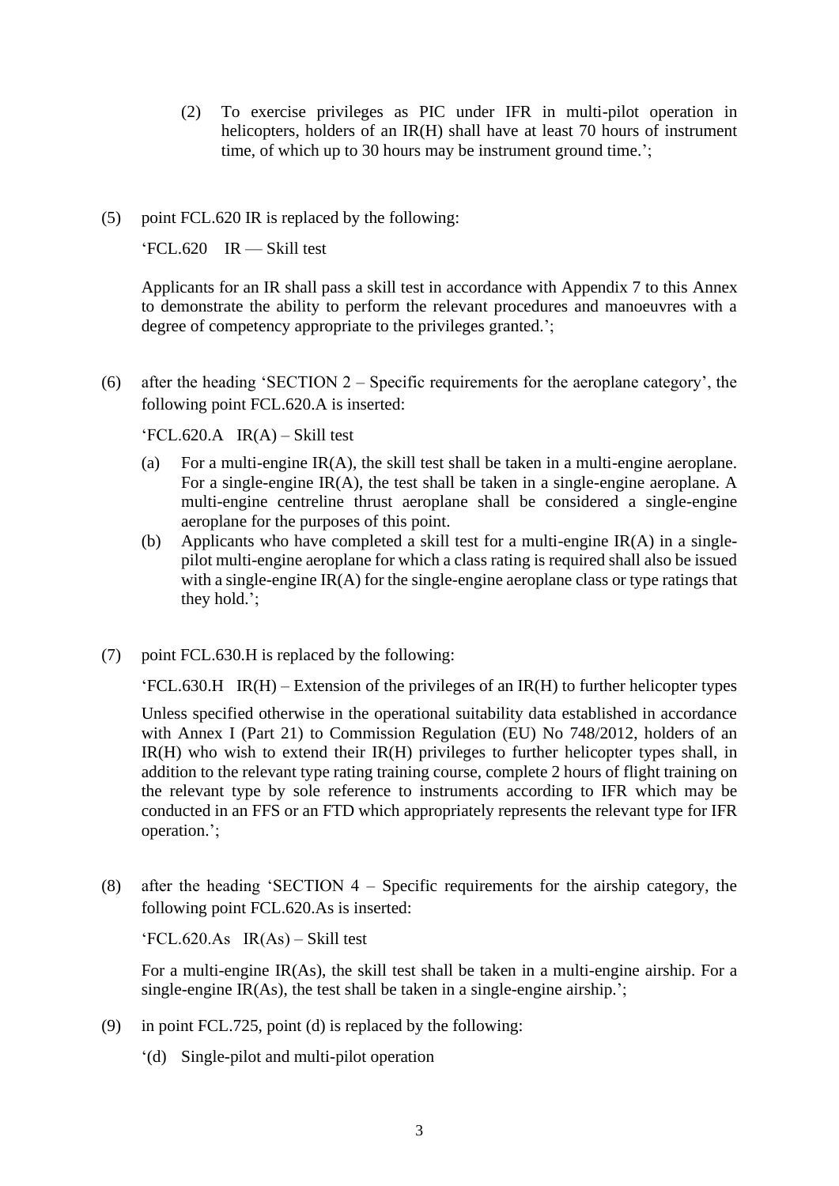(2) To exercise privileges as PIC under IFR in multi-pilot operation in helicopters, holders of an IR(H) shall have at least 70 hours of instrument time, of which up to 30 hours may be instrument ground time.';

(5) point FCL.620 IR is replaced by the following:

'FCL.620 IR — Skill test

Applicants for an IR shall pass a skill test in accordance with Appendix 7 to this Annex to demonstrate the ability to perform the relevant procedures and manoeuvres with a degree of competency appropriate to the privileges granted.';

(6) after the heading 'SECTION 2 – Specific requirements for the aeroplane category', the following point FCL.620.A is inserted:

'FCL.620.A IR(A) – Skill test

(a) For a multi-engine IR(A), the skill test shall be taken in a multi-engine aeroplane. For a single-engine IR(A), the test shall be taken in a single-engine aeroplane. A multi-engine centreline thrust aeroplane shall be considered a single-engine aeroplane for the purposes of this point.

(b) Applicants who have completed a skill test for a multi-engine IR(A) in a single-pilot multi-engine aeroplane for which a class rating is required shall also be issued with a single-engine IR(A) for the single-engine aeroplane class or type ratings that they hold.';

(7) point FCL.630.H is replaced by the following:

'FCL.630.H IR(H) – Extension of the privileges of an IR(H) to further helicopter types

Unless specified otherwise in the operational suitability data established in accordance with Annex I (Part 21) to Commission Regulation (EU) No 748/2012, holders of an IR(H) who wish to extend their IR(H) privileges to further helicopter types shall, in addition to the relevant type rating training course, complete 2 hours of flight training on the relevant type by sole reference to instruments according to IFR which may be conducted in an FFS or an FTD which appropriately represents the relevant type for IFR operation.';

(8) after the heading 'SECTION 4 – Specific requirements for the airship category, the following point FCL.620.As is inserted:

'FCL.620.As IR(As) – Skill test

For a multi-engine IR(As), the skill test shall be taken in a multi-engine airship. For a single-engine IR(As), the test shall be taken in a single-engine airship.';

(9) in point FCL.725, point (d) is replaced by the following:

'(d) Single-pilot and multi-pilot operation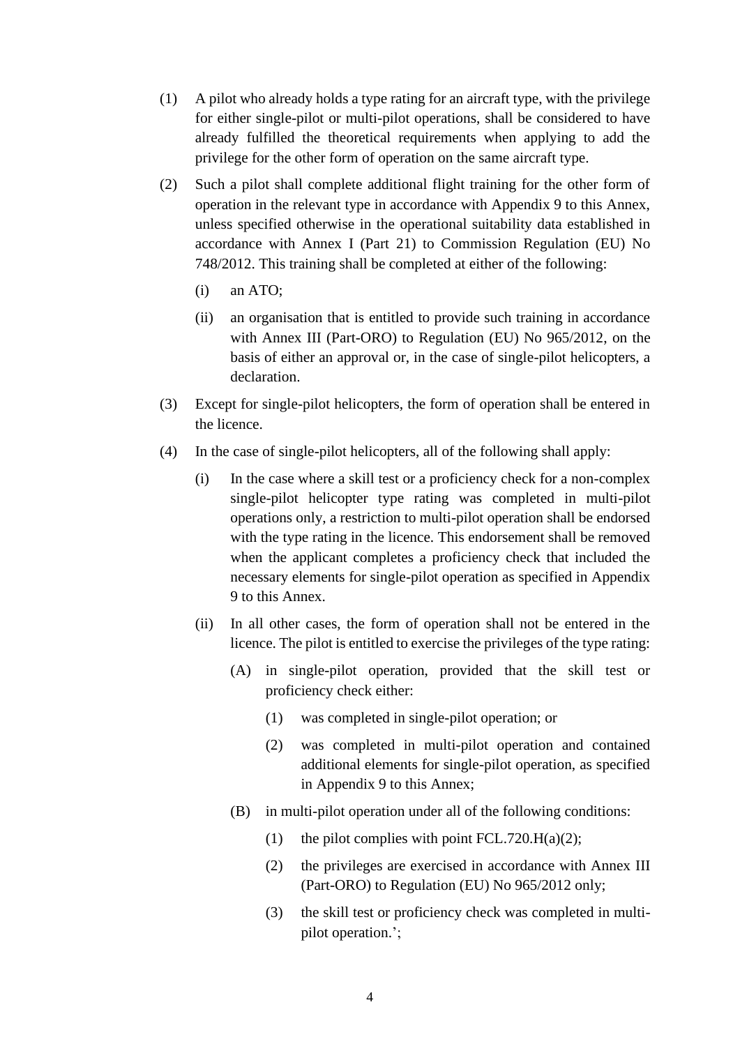(1) A pilot who already holds a type rating for an aircraft type, with the privilege for either single-pilot or multi-pilot operations, shall be considered to have already fulfilled the theoretical requirements when applying to add the privilege for the other form of operation on the same aircraft type.

(2) Such a pilot shall complete additional flight training for the other form of operation in the relevant type in accordance with Appendix 9 to this Annex, unless specified otherwise in the operational suitability data established in accordance with Annex I (Part 21) to Commission Regulation (EU) No 748/2012. This training shall be completed at either of the following:

 (i) an ATO;

 (ii) an organisation that is entitled to provide such training in accordance with Annex III (Part-ORO) to Regulation (EU) No 965/2012, on the basis of either an approval or, in the case of single-pilot helicopters, a declaration.

(3) Except for single-pilot helicopters, the form of operation shall be entered in the licence.

(4) In the case of single-pilot helicopters, all of the following shall apply:

 (i) In the case where a skill test or a proficiency check for a non-complex single-pilot helicopter type rating was completed in multi-pilot operations only, a restriction to multi-pilot operation shall be endorsed with the type rating in the licence. This endorsement shall be removed when the applicant completes a proficiency check that included the necessary elements for single-pilot operation as specified in Appendix 9 to this Annex.

 (ii) In all other cases, the form of operation shall not be entered in the licence. The pilot is entitled to exercise the privileges of the type rating:

  (A) in single-pilot operation, provided that the skill test or proficiency check either:

   (1) was completed in single-pilot operation; or

   (2) was completed in multi-pilot operation and contained additional elements for single-pilot operation, as specified in Appendix 9 to this Annex;

  (B) in multi-pilot operation under all of the following conditions:

   (1) the pilot complies with point FCL.720.H(a)(2);

   (2) the privileges are exercised in accordance with Annex III (Part-ORO) to Regulation (EU) No 965/2012 only;

   (3) the skill test or proficiency check was completed in multi-pilot operation.';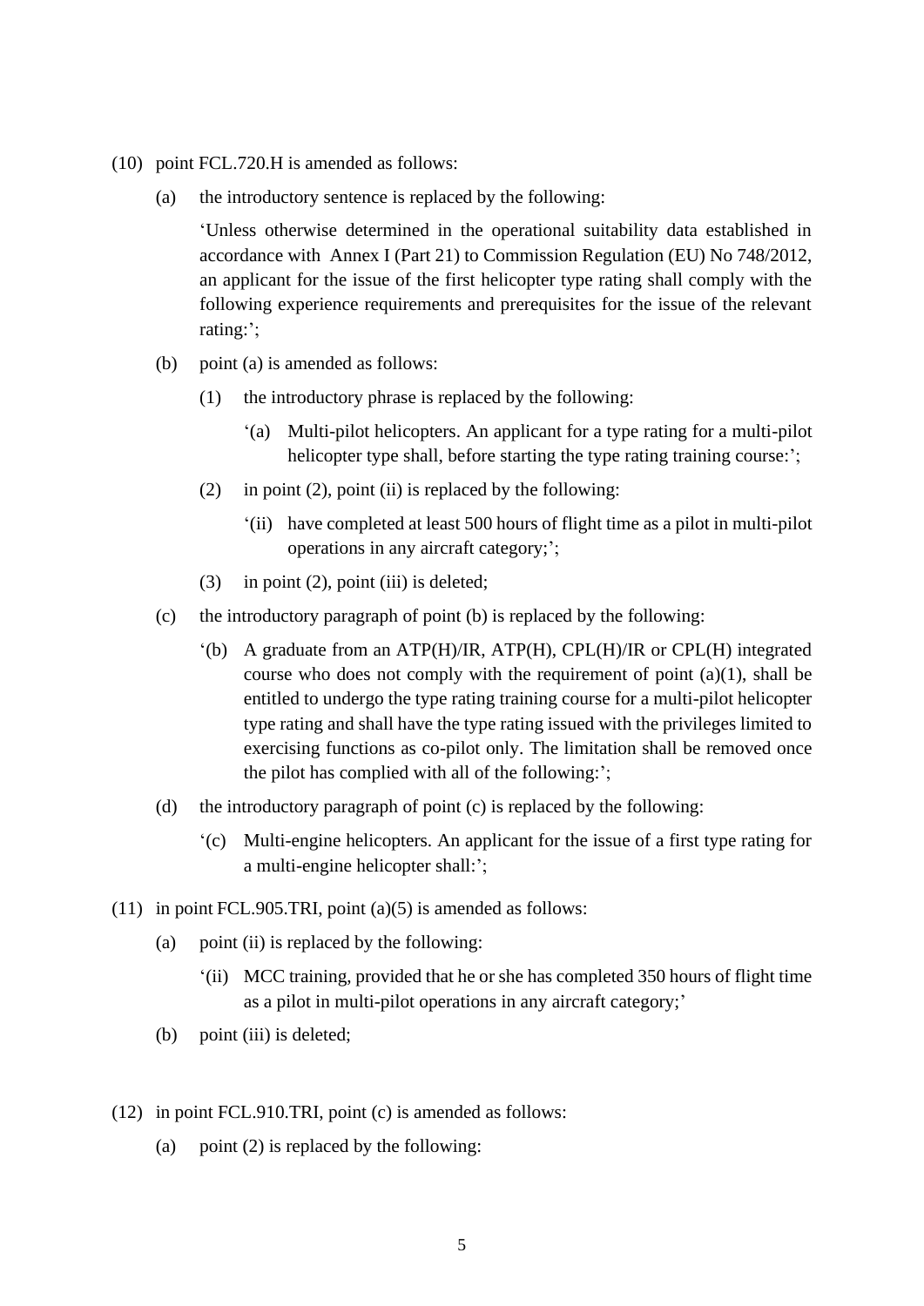(10) point FCL.720.H is amended as follows:

(a) the introductory sentence is replaced by the following:

'Unless otherwise determined in the operational suitability data established in accordance with Annex I (Part 21) to Commission Regulation (EU) No 748/2012, an applicant for the issue of the first helicopter type rating shall comply with the following experience requirements and prerequisites for the issue of the relevant rating:';

(b) point (a) is amended as follows:

(1) the introductory phrase is replaced by the following:

'(a) Multi-pilot helicopters. An applicant for a type rating for a multi-pilot helicopter type shall, before starting the type rating training course:';

(2) in point (2), point (ii) is replaced by the following:

'(ii) have completed at least 500 hours of flight time as a pilot in multi-pilot operations in any aircraft category;';

(3) in point (2), point (iii) is deleted;

(c) the introductory paragraph of point (b) is replaced by the following:

'(b) A graduate from an ATP(H)/IR, ATP(H), CPL(H)/IR or CPL(H) integrated course who does not comply with the requirement of point (a)(1), shall be entitled to undergo the type rating training course for a multi-pilot helicopter type rating and shall have the type rating issued with the privileges limited to exercising functions as co-pilot only. The limitation shall be removed once the pilot has complied with all of the following:';

(d) the introductory paragraph of point (c) is replaced by the following:

'(c) Multi-engine helicopters. An applicant for the issue of a first type rating for a multi-engine helicopter shall:';

(11) in point FCL.905.TRI, point (a)(5) is amended as follows:

(a) point (ii) is replaced by the following:

'(ii) MCC training, provided that he or she has completed 350 hours of flight time as a pilot in multi-pilot operations in any aircraft category;'

(b) point (iii) is deleted;

(12) in point FCL.910.TRI, point (c) is amended as follows:

(a) point (2) is replaced by the following: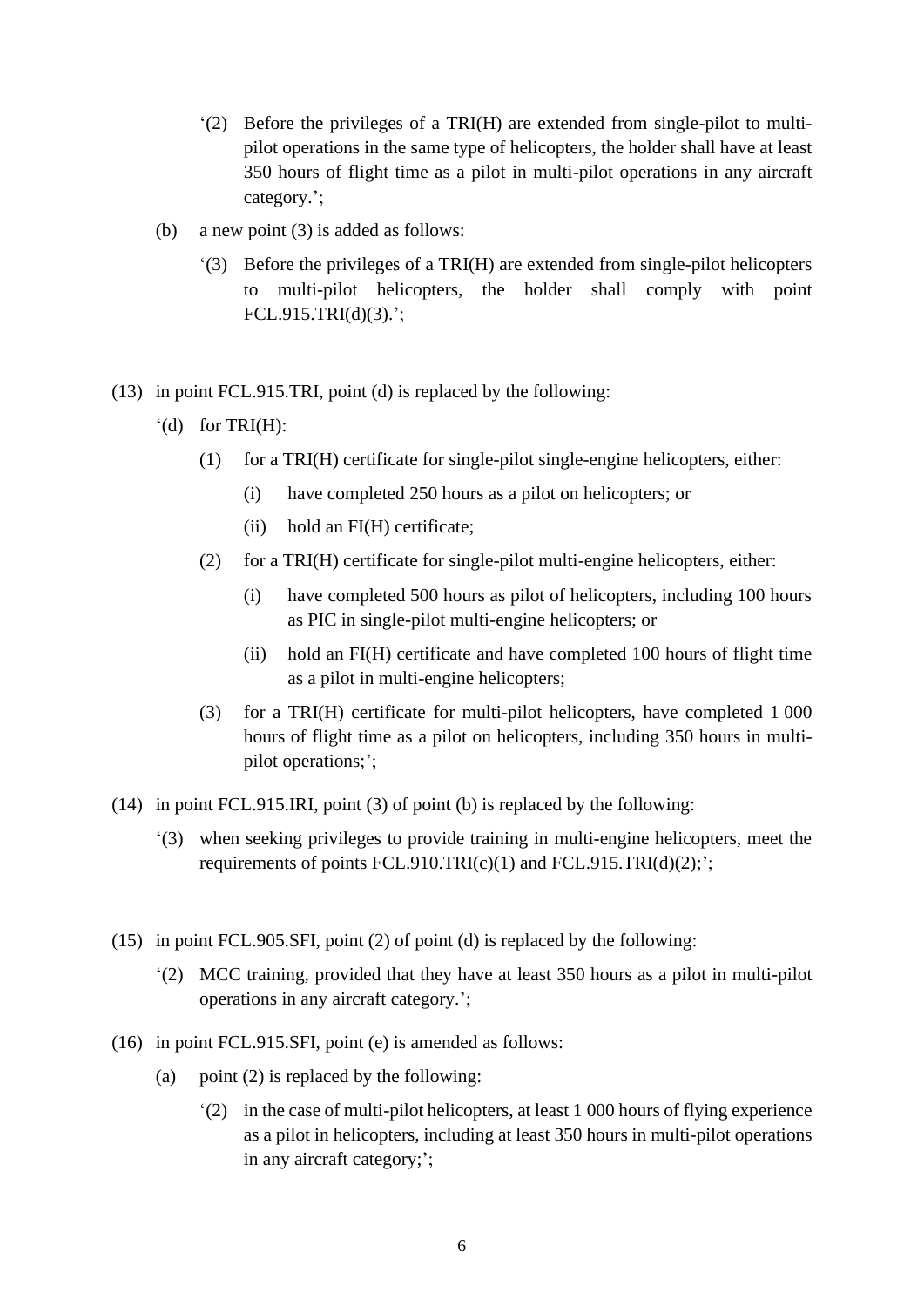'(2) Before the privileges of a TRI(H) are extended from single-pilot to multi-pilot operations in the same type of helicopters, the holder shall have at least 350 hours of flight time as a pilot in multi-pilot operations in any aircraft category.';

(b) a new point (3) is added as follows:

'(3) Before the privileges of a TRI(H) are extended from single-pilot helicopters to multi-pilot helicopters, the holder shall comply with point FCL.915.TRI(d)(3).';

(13) in point FCL.915.TRI, point (d) is replaced by the following:

'(d) for TRI(H):

(1) for a TRI(H) certificate for single-pilot single-engine helicopters, either:

(i) have completed 250 hours as a pilot on helicopters; or

(ii) hold an FI(H) certificate;

(2) for a TRI(H) certificate for single-pilot multi-engine helicopters, either:

(i) have completed 500 hours as pilot of helicopters, including 100 hours as PIC in single-pilot multi-engine helicopters; or

(ii) hold an FI(H) certificate and have completed 100 hours of flight time as a pilot in multi-engine helicopters;

(3) for a TRI(H) certificate for multi-pilot helicopters, have completed 1 000 hours of flight time as a pilot on helicopters, including 350 hours in multi-pilot operations;';

(14) in point FCL.915.IRI, point (3) of point (b) is replaced by the following:

'(3) when seeking privileges to provide training in multi-engine helicopters, meet the requirements of points FCL.910.TRI(c)(1) and FCL.915.TRI(d)(2);';

(15) in point FCL.905.SFI, point (2) of point (d) is replaced by the following:

'(2) MCC training, provided that they have at least 350 hours as a pilot in multi-pilot operations in any aircraft category.';

(16) in point FCL.915.SFI, point (e) is amended as follows:

(a) point (2) is replaced by the following:

'(2) in the case of multi-pilot helicopters, at least 1 000 hours of flying experience as a pilot in helicopters, including at least 350 hours in multi-pilot operations in any aircraft category;';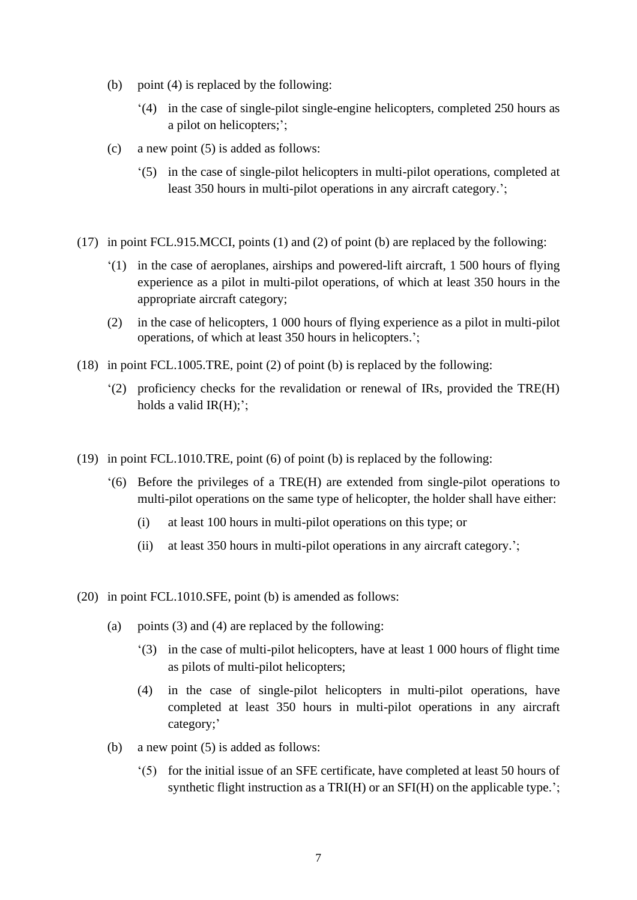(b) point (4) is replaced by the following:

> ‘(4) in the case of single-pilot single-engine helicopters, completed 250 hours as a pilot on helicopters;’;

(c) a new point (5) is added as follows:

> ‘(5) in the case of single-pilot helicopters in multi-pilot operations, completed at least 350 hours in multi-pilot operations in any aircraft category.’;

(17) in point FCL.915.MCCI, points (1) and (2) of point (b) are replaced by the following:

> ‘(1) in the case of aeroplanes, airships and powered-lift aircraft, 1 500 hours of flying experience as a pilot in multi-pilot operations, of which at least 350 hours in the appropriate aircraft category;
>
> (2) in the case of helicopters, 1 000 hours of flying experience as a pilot in multi-pilot operations, of which at least 350 hours in helicopters.’;

(18) in point FCL.1005.TRE, point (2) of point (b) is replaced by the following:

> ‘(2) proficiency checks for the revalidation or renewal of IRs, provided the TRE(H) holds a valid IR(H);’;

(19) in point FCL.1010.TRE, point (6) of point (b) is replaced by the following:

> ‘(6) Before the privileges of a TRE(H) are extended from single-pilot operations to multi-pilot operations on the same type of helicopter, the holder shall have either:
>
> (i) at least 100 hours in multi-pilot operations on this type; or
>
> (ii) at least 350 hours in multi-pilot operations in any aircraft category.’;

(20) in point FCL.1010.SFE, point (b) is amended as follows:

(a) points (3) and (4) are replaced by the following:

> ‘(3) in the case of multi-pilot helicopters, have at least 1 000 hours of flight time as pilots of multi-pilot helicopters;
>
> (4) in the case of single-pilot helicopters in multi-pilot operations, have completed at least 350 hours in multi-pilot operations in any aircraft category;’

(b) a new point (5) is added as follows:

> ‘(5) for the initial issue of an SFE certificate, have completed at least 50 hours of synthetic flight instruction as a TRI(H) or an SFI(H) on the applicable type.’;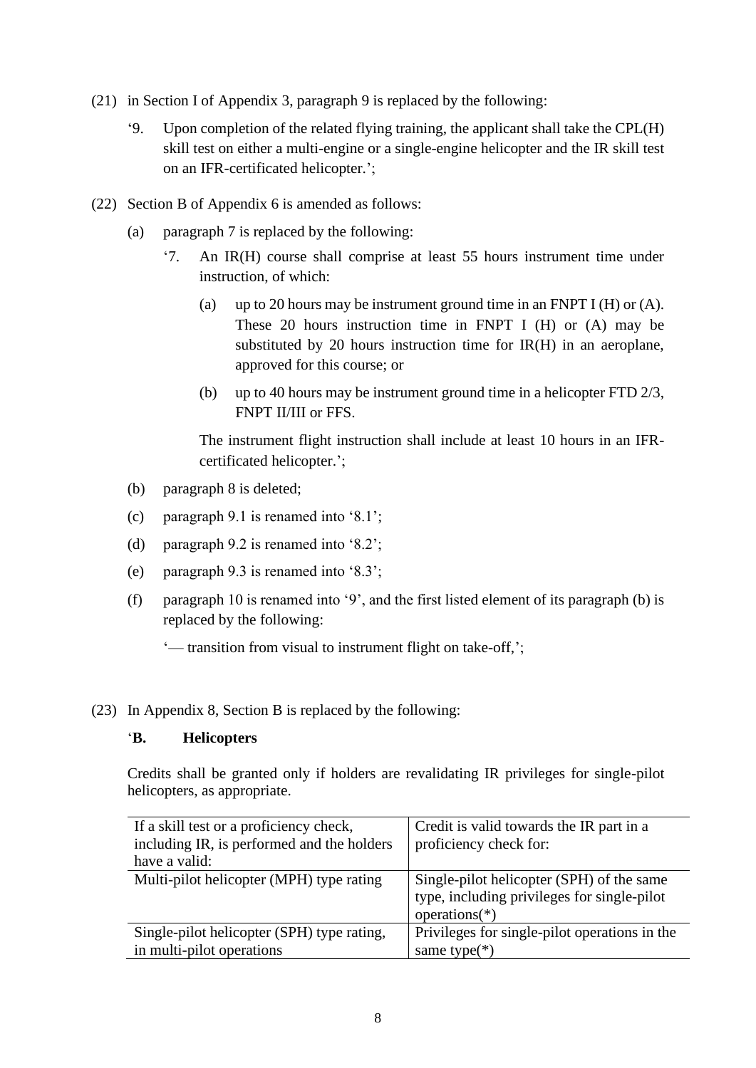(21) in Section I of Appendix 3, paragraph 9 is replaced by the following:

‘9. Upon completion of the related flying training, the applicant shall take the CPL(H) skill test on either a multi-engine or a single-engine helicopter and the IR skill test on an IFR-certificated helicopter.’;

(22) Section B of Appendix 6 is amended as follows:

(a) paragraph 7 is replaced by the following:

‘7. An IR(H) course shall comprise at least 55 hours instrument time under instruction, of which:

(a) up to 20 hours may be instrument ground time in an FNPT I (H) or (A). These 20 hours instruction time in FNPT I (H) or (A) may be substituted by 20 hours instruction time for IR(H) in an aeroplane, approved for this course; or

(b) up to 40 hours may be instrument ground time in a helicopter FTD 2/3, FNPT II/III or FFS.

The instrument flight instruction shall include at least 10 hours in an IFR-certificated helicopter.’;

(b) paragraph 8 is deleted;

(c) paragraph 9.1 is renamed into ‘8.1’;

(d) paragraph 9.2 is renamed into ‘8.2’;

(e) paragraph 9.3 is renamed into ‘8.3’;

(f) paragraph 10 is renamed into ‘9’, and the first listed element of its paragraph (b) is replaced by the following:

‘— transition from visual to instrument flight on take-off,’;

(23) In Appendix 8, Section B is replaced by the following:

‘**B. Helicopters**

Credits shall be granted only if holders are revalidating IR privileges for single-pilot helicopters, as appropriate.

| If a skill test or a proficiency check, including IR, is performed and the holders have a valid: | Credit is valid towards the IR part in a proficiency check for: |
|---|---|
| Multi-pilot helicopter (MPH) type rating | Single-pilot helicopter (SPH) of the same type, including privileges for single-pilot operations(*) |
| Single-pilot helicopter (SPH) type rating, in multi-pilot operations | Privileges for single-pilot operations in the same type(*) |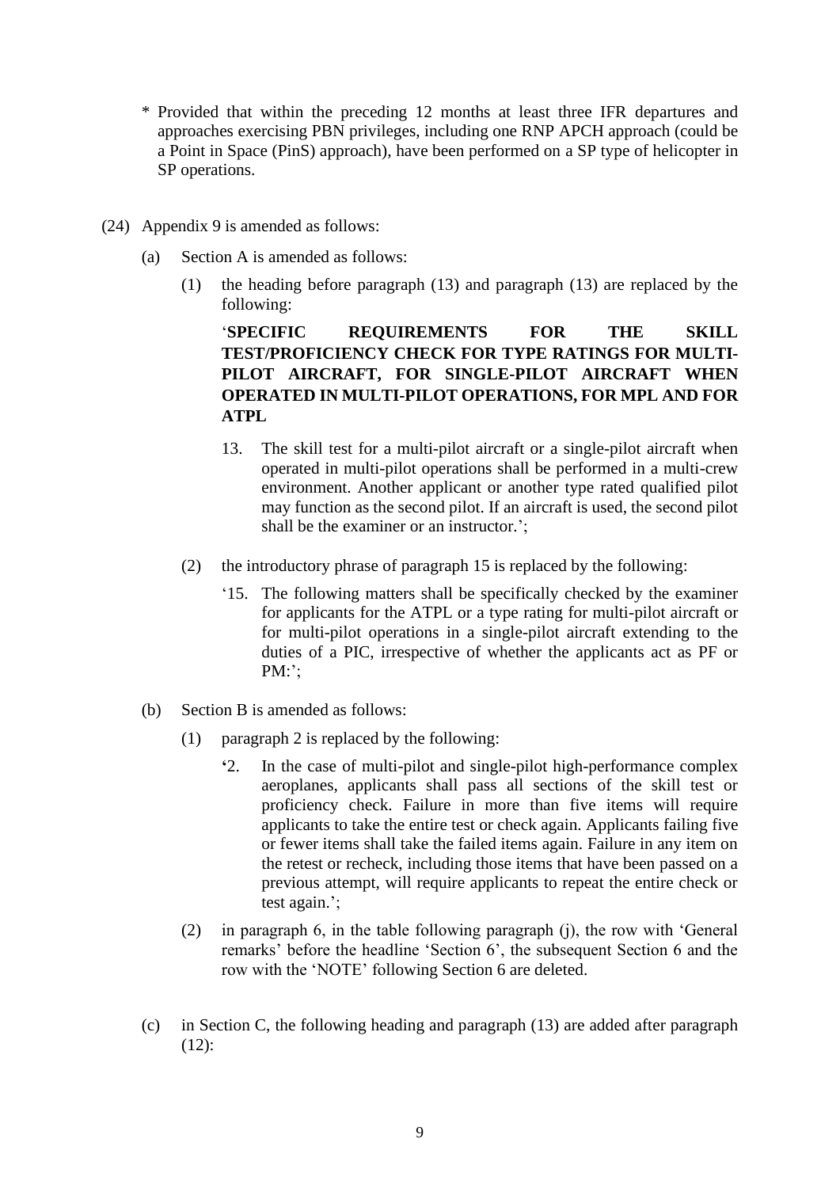\* Provided that within the preceding 12 months at least three IFR departures and approaches exercising PBN privileges, including one RNP APCH approach (could be a Point in Space (PinS) approach), have been performed on a SP type of helicopter in SP operations.

(24) Appendix 9 is amended as follows:

(a) Section A is amended as follows:

(1) the heading before paragraph (13) and paragraph (13) are replaced by the following:

'**SPECIFIC REQUIREMENTS FOR THE SKILL TEST/PROFICIENCY CHECK FOR TYPE RATINGS FOR MULTI-PILOT AIRCRAFT, FOR SINGLE-PILOT AIRCRAFT WHEN OPERATED IN MULTI-PILOT OPERATIONS, FOR MPL AND FOR ATPL**

13. The skill test for a multi-pilot aircraft or a single-pilot aircraft when operated in multi-pilot operations shall be performed in a multi-crew environment. Another applicant or another type rated qualified pilot may function as the second pilot. If an aircraft is used, the second pilot shall be the examiner or an instructor.';

(2) the introductory phrase of paragraph 15 is replaced by the following:

'15. The following matters shall be specifically checked by the examiner for applicants for the ATPL or a type rating for multi-pilot aircraft or for multi-pilot operations in a single-pilot aircraft extending to the duties of a PIC, irrespective of whether the applicants act as PF or PM:';

(b) Section B is amended as follows:

(1) paragraph 2 is replaced by the following:

'2. In the case of multi-pilot and single-pilot high-performance complex aeroplanes, applicants shall pass all sections of the skill test or proficiency check. Failure in more than five items will require applicants to take the entire test or check again. Applicants failing five or fewer items shall take the failed items again. Failure in any item on the retest or recheck, including those items that have been passed on a previous attempt, will require applicants to repeat the entire check or test again.';

(2) in paragraph 6, in the table following paragraph (j), the row with 'General remarks' before the headline 'Section 6', the subsequent Section 6 and the row with the 'NOTE' following Section 6 are deleted.

(c) in Section C, the following heading and paragraph (13) are added after paragraph (12):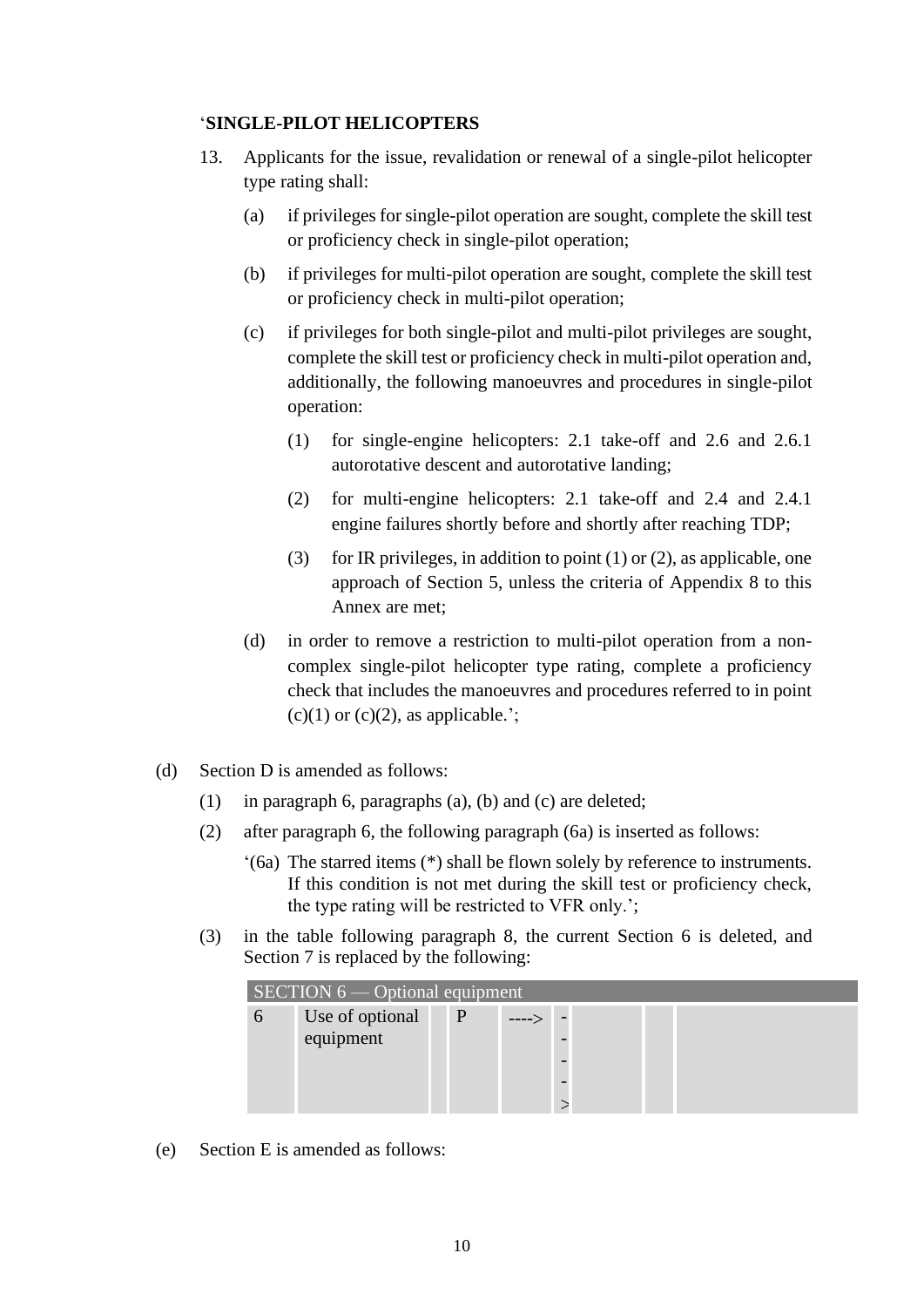'**SINGLE-PILOT HELICOPTERS**

13. Applicants for the issue, revalidation or renewal of a single-pilot helicopter type rating shall:

    (a) if privileges for single-pilot operation are sought, complete the skill test or proficiency check in single-pilot operation;

    (b) if privileges for multi-pilot operation are sought, complete the skill test or proficiency check in multi-pilot operation;

    (c) if privileges for both single-pilot and multi-pilot privileges are sought, complete the skill test or proficiency check in multi-pilot operation and, additionally, the following manoeuvres and procedures in single-pilot operation:

        (1) for single-engine helicopters: 2.1 take-off and 2.6 and 2.6.1 autorotative descent and autorotative landing;

        (2) for multi-engine helicopters: 2.1 take-off and 2.4 and 2.4.1 engine failures shortly before and shortly after reaching TDP;

        (3) for IR privileges, in addition to point (1) or (2), as applicable, one approach of Section 5, unless the criteria of Appendix 8 to this Annex are met;

    (d) in order to remove a restriction to multi-pilot operation from a non-complex single-pilot helicopter type rating, complete a proficiency check that includes the manoeuvres and procedures referred to in point (c)(1) or (c)(2), as applicable.';

(d) Section D is amended as follows:

    (1) in paragraph 6, paragraphs (a), (b) and (c) are deleted;

    (2) after paragraph 6, the following paragraph (6a) is inserted as follows:

        '(6a) The starred items (*) shall be flown solely by reference to instruments. If this condition is not met during the skill test or proficiency check, the type rating will be restricted to VFR only.';

    (3) in the table following paragraph 8, the current Section 6 is deleted, and Section 7 is replaced by the following:

| SECTION 6 — Optional equipment | | | | | | | | |
|---|---|---|---|---|---|---|---|---|
| 6 | Use of optional equipment | | P | ----> | ----> | | | |

(e) Section E is amended as follows: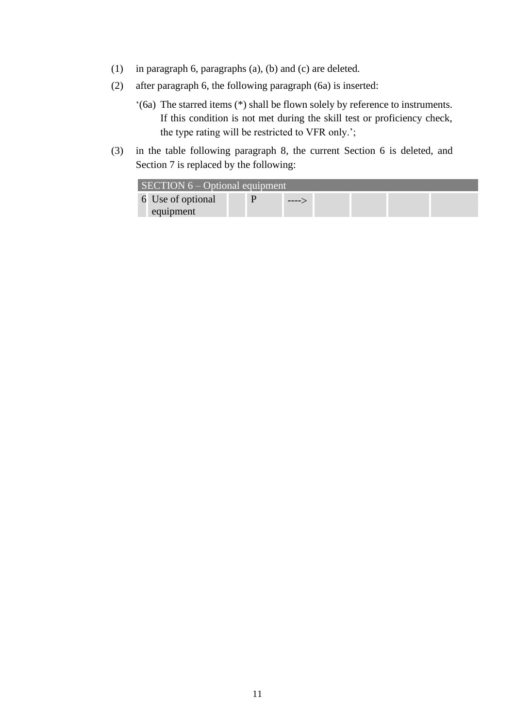(1) in paragraph 6, paragraphs (a), (b) and (c) are deleted.

(2) after paragraph 6, the following paragraph (6a) is inserted:

‘(6a) The starred items (*) shall be flown solely by reference to instruments. If this condition is not met during the skill test or proficiency check, the type rating will be restricted to VFR only.’;

(3) in the table following paragraph 8, the current Section 6 is deleted, and Section 7 is replaced by the following:

| SECTION 6 – Optional equipment | | | | | | | | |
|---|---|---|---|---|---|---|---|---|
| 6 | Use of optional equipment | | P | ----> | | | | |